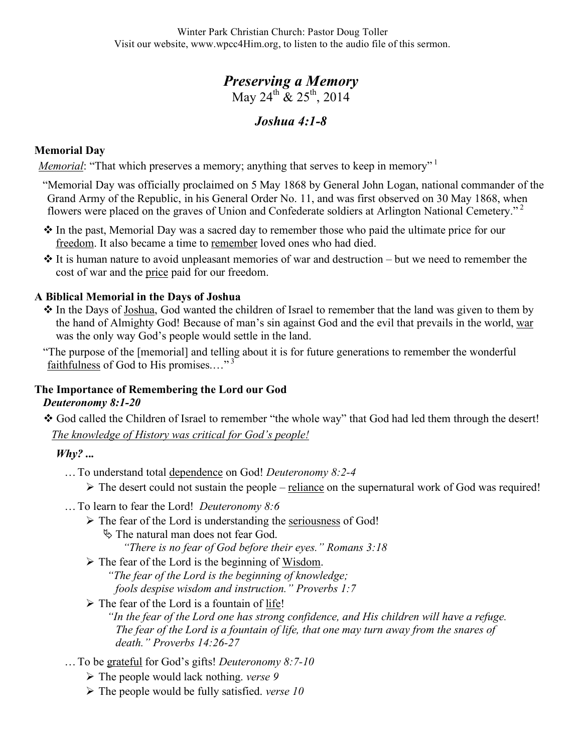Winter Park Christian Church: Pastor Doug Toller
Visit our website, www.wpcc4Him.org, to listen to the audio file of this sermon.

# *Preserving a Memory*

May 24th & 25th, 2014

## *Joshua 4:1-8*

### Memorial Day

*Memorial*: "That which preserves a memory; anything that serves to keep in memory" [1]

"Memorial Day was officially proclaimed on 5 May 1868 by General John Logan, national commander of the Grand Army of the Republic, in his General Order No. 11, and was first observed on 30 May 1868, when flowers were placed on the graves of Union and Confederate soldiers at Arlington National Cemetery." [2]

- In the past, Memorial Day was a sacred day to remember those who paid the ultimate price for our freedom. It also became a time to remember loved ones who had died.
- It is human nature to avoid unpleasant memories of war and destruction – but we need to remember the cost of war and the price paid for our freedom.

### A Biblical Memorial in the Days of Joshua

- In the Days of Joshua, God wanted the children of Israel to remember that the land was given to them by the hand of Almighty God! Because of man's sin against God and the evil that prevails in the world, war was the only way God's people would settle in the land.

"The purpose of the [memorial] and telling about it is for future generations to remember the wonderful faithfulness of God to His promises.…" [3]

### The Importance of Remembering the Lord our God

***Deuteronomy 8:1-20***

- God called the Children of Israel to remember "the whole way" that God had led them through the desert!

*The knowledge of History was critical for God's people!*

***Why? ...***

…To understand total dependence on God! *Deuteronomy 8:2-4*

- The desert could not sustain the people – reliance on the supernatural work of God was required!

…To learn to fear the Lord! *Deuteronomy 8:6*

- The fear of the Lord is understanding the seriousness of God!
  - The natural man does not fear God.

    *"There is no fear of God before their eyes." Romans 3:18*
- The fear of the Lord is the beginning of Wisdom.

  *"The fear of the Lord is the beginning of knowledge;*
  *fools despise wisdom and instruction." Proverbs 1:7*
- The fear of the Lord is a fountain of life!

  *"In the fear of the Lord one has strong confidence, and His children will have a refuge. The fear of the Lord is a fountain of life, that one may turn away from the snares of death." Proverbs 14:26-27*

…To be grateful for God's gifts! *Deuteronomy 8:7-10*

- The people would lack nothing. *verse 9*
- The people would be fully satisfied. *verse 10*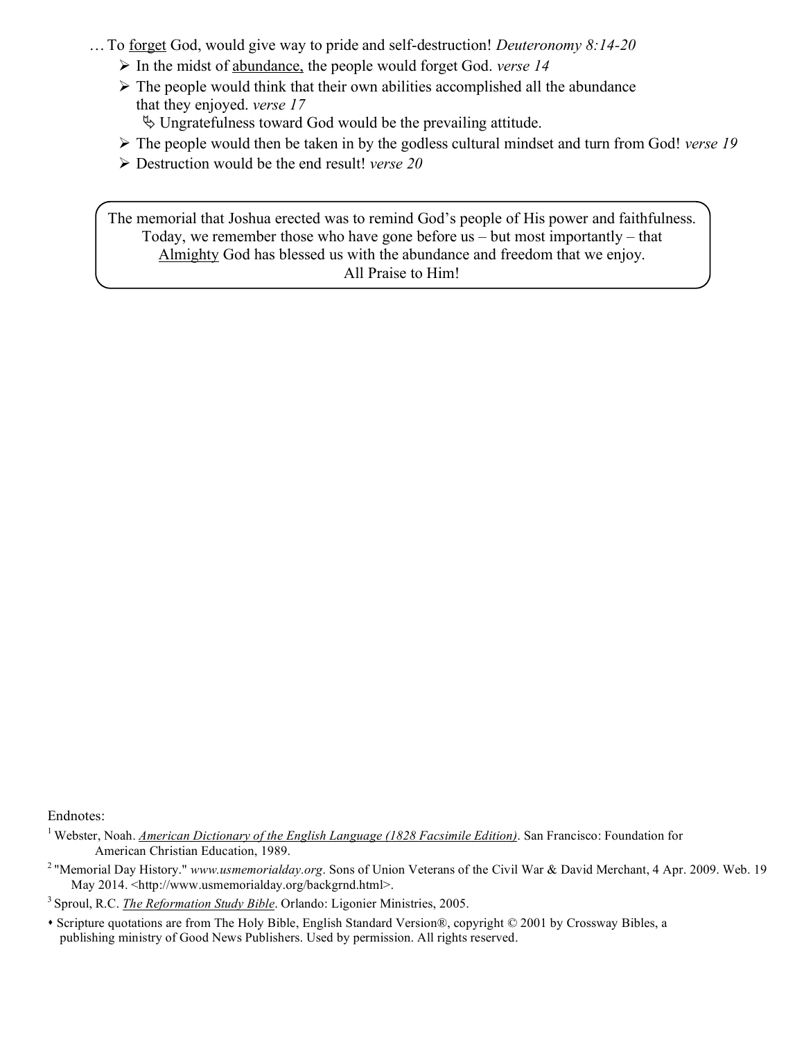… To <u>forget</u> God, would give way to pride and self-destruction! *Deuteronomy 8:14-20*

- In the midst of <u>abundance,</u> the people would forget God. *verse 14*
- The people would think that their own abilities accomplished all the abundance that they enjoyed. *verse 17*
  - Ungratefulness toward God would be the prevailing attitude.
- The people would then be taken in by the godless cultural mindset and turn from God! *verse 19*
- Destruction would be the end result! *verse 20*

> The memorial that Joshua erected was to remind God's people of His power and faithfulness. Today, we remember those who have gone before us – but most importantly – that <u>Almighty</u> God has blessed us with the abundance and freedom that we enjoy. All Praise to Him!

Endnotes:

[1] Webster, Noah. *<u>American Dictionary of the English Language (1828 Facsimile Edition)</u>*. San Francisco: Foundation for American Christian Education, 1989.

[2] "Memorial Day History." *www.usmemorialday.org*. Sons of Union Veterans of the Civil War & David Merchant, 4 Apr. 2009. Web. 19 May 2014. <http://www.usmemorialday.org/backgrnd.html>.

[3] Sproul, R.C. *<u>The Reformation Study Bible</u>*. Orlando: Ligonier Ministries, 2005.

⬩ Scripture quotations are from The Holy Bible, English Standard Version®, copyright © 2001 by Crossway Bibles, a publishing ministry of Good News Publishers. Used by permission. All rights reserved.